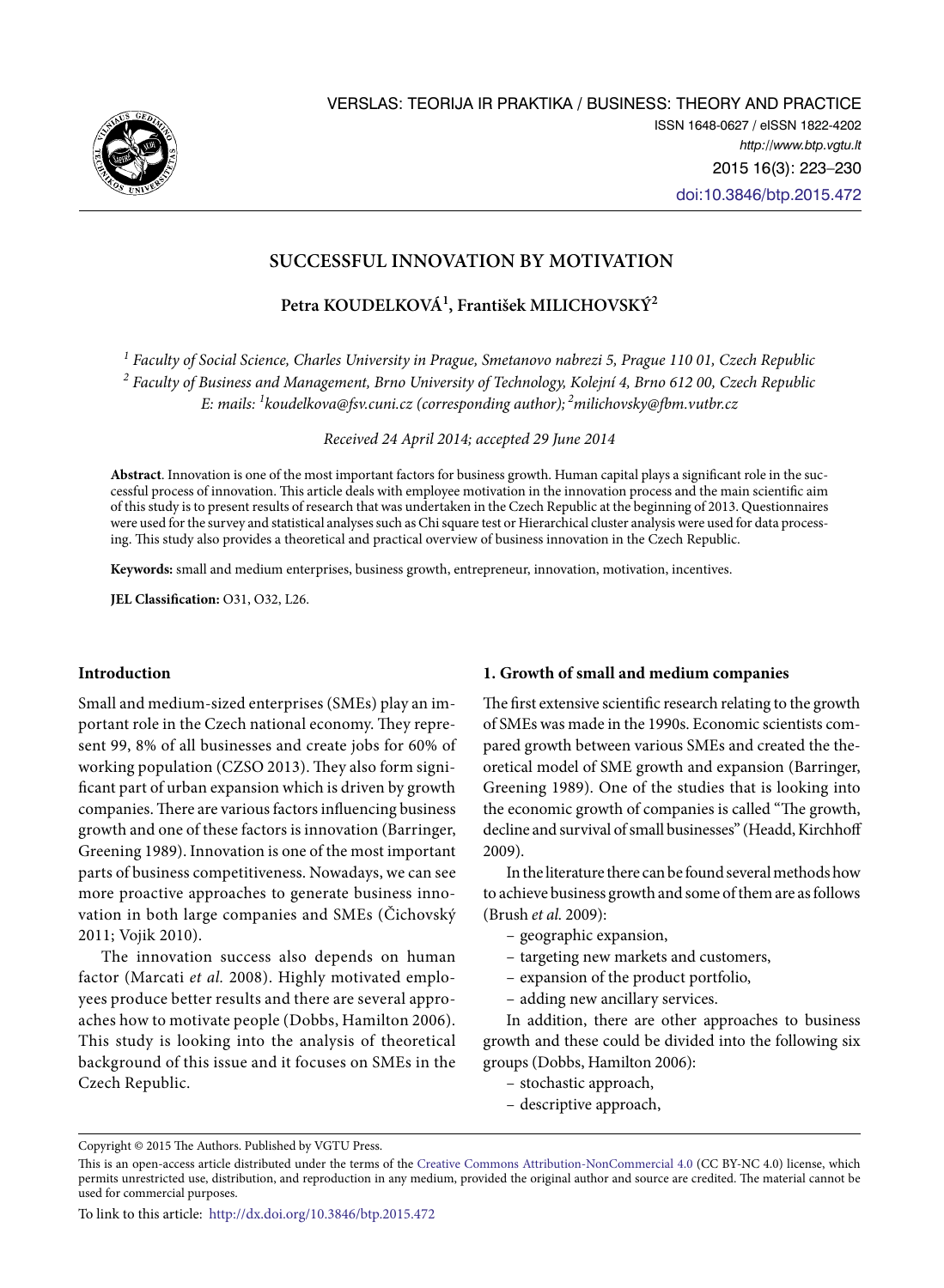# SUCCESSFUL INNOVATION BY MOTIVATION

**Petra KOUDELKOVÁ[1], František MILICHOVSKÝ[2]**

*[1] Faculty of Social Science, Charles University in Prague, Smetanovo nabrezi 5, Prague 110 01, Czech Republic*
*[2] Faculty of Business and Management, Brno University of Technology, Kolejní 4, Brno 612 00, Czech Republic*
*E: mails: [1]koudelkova@fsv.cuni.cz (corresponding author); [2]milichovsky@fbm.vutbr.cz*

*Received 24 April 2014; accepted 29 June 2014*

**Abstract**. Innovation is one of the most important factors for business growth. Human capital plays a significant role in the successful process of innovation. This article deals with employee motivation in the innovation process and the main scientific aim of this study is to present results of research that was undertaken in the Czech Republic at the beginning of 2013. Questionnaires were used for the survey and statistical analyses such as Chi square test or Hierarchical cluster analysis were used for data processing. This study also provides a theoretical and practical overview of business innovation in the Czech Republic.

**Keywords:** small and medium enterprises, business growth, entrepreneur, innovation, motivation, incentives.

**JEL Classification:** O31, O32, L26.

## Introduction

Small and medium-sized enterprises (SMEs) play an important role in the Czech national economy. They represent 99, 8% of all businesses and create jobs for 60% of working population (CZSO 2013). They also form significant part of urban expansion which is driven by growth companies. There are various factors influencing business growth and one of these factors is innovation (Barringer, Greening 1989). Innovation is one of the most important parts of business competitiveness. Nowadays, we can see more proactive approaches to generate business innovation in both large companies and SMEs (Čichovský 2011; Vojik 2010).

The innovation success also depends on human factor (Marcati *et al.* 2008). Highly motivated employees produce better results and there are several approaches how to motivate people (Dobbs, Hamilton 2006). This study is looking into the analysis of theoretical background of this issue and it focuses on SMEs in the Czech Republic.

## 1. Growth of small and medium companies

The first extensive scientific research relating to the growth of SMEs was made in the 1990s. Economic scientists compared growth between various SMEs and created the theoretical model of SME growth and expansion (Barringer, Greening 1989). One of the studies that is looking into the economic growth of companies is called "The growth, decline and survival of small businesses" (Headd, Kirchhoff 2009).

In the literature there can be found several methods how to achieve business growth and some of them are as follows (Brush *et al.* 2009):

- geographic expansion,
- targeting new markets and customers,
- expansion of the product portfolio,
- adding new ancillary services.

In addition, there are other approaches to business growth and these could be divided into the following six groups (Dobbs, Hamilton 2006):

- stochastic approach,
- descriptive approach,

Copyright © 2015 The Authors. Published by VGTU Press.

This is an open-access article distributed under the terms of the Creative Commons Attribution-NonCommercial 4.0 (CC BY-NC 4.0) license, which permits unrestricted use, distribution, and reproduction in any medium, provided the original author and source are credited. The material cannot be used for commercial purposes.

To link to this article: http://dx.doi.org/10.3846/btp.2015.472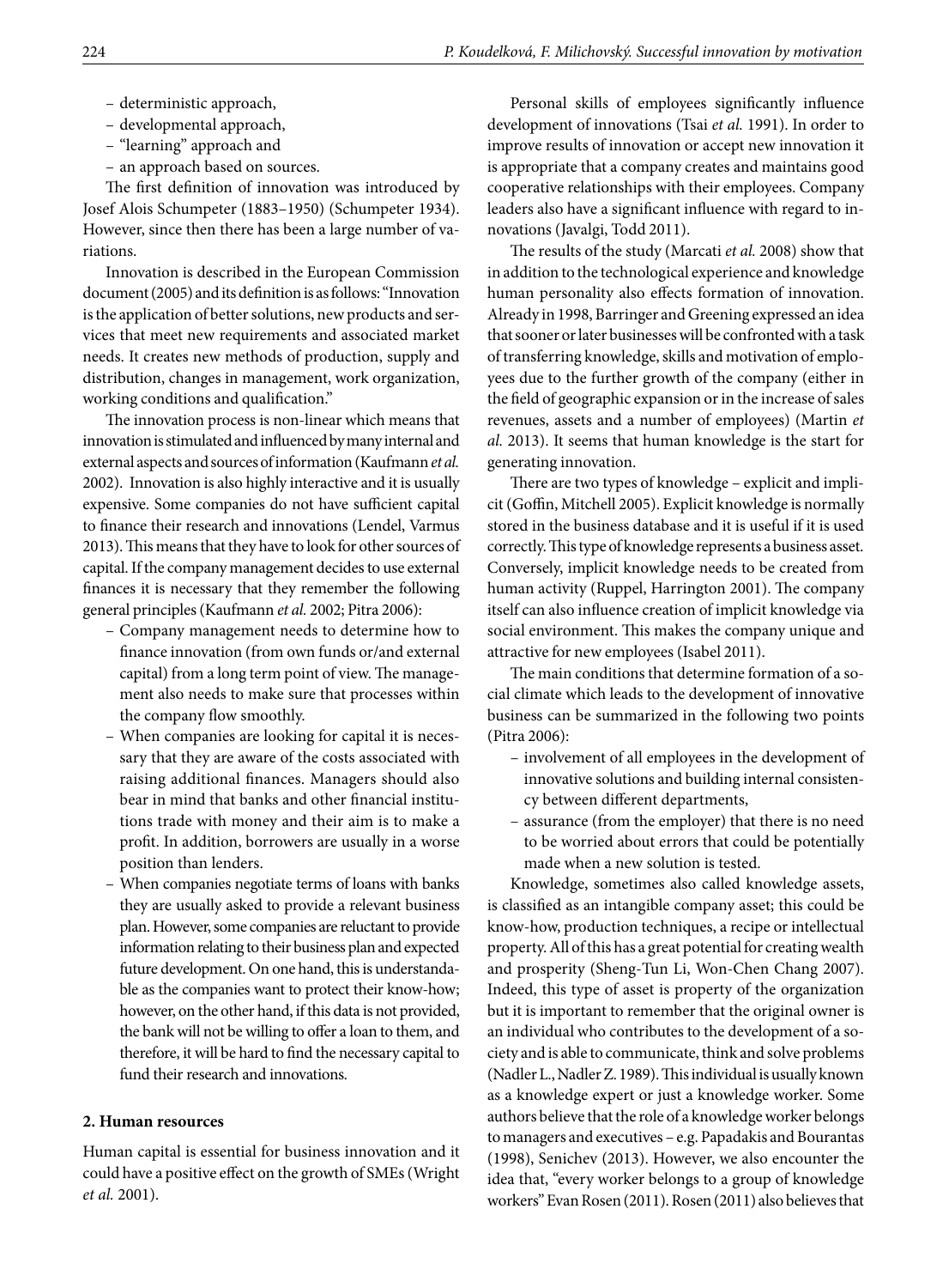- deterministic approach,
- developmental approach,
- "learning" approach and
- an approach based on sources.

The first definition of innovation was introduced by Josef Alois Schumpeter (1883–1950) (Schumpeter 1934). However, since then there has been a large number of variations.

Innovation is described in the European Commission document (2005) and its definition is as follows: "Innovation is the application of better solutions, new products and services that meet new requirements and associated market needs. It creates new methods of production, supply and distribution, changes in management, work organization, working conditions and qualification."

The innovation process is non-linear which means that innovation is stimulated and influenced by many internal and external aspects and sources of information (Kaufmann *et al.* 2002). Innovation is also highly interactive and it is usually expensive. Some companies do not have sufficient capital to finance their research and innovations (Lendel, Varmus 2013). This means that they have to look for other sources of capital. If the company management decides to use external finances it is necessary that they remember the following general principles (Kaufmann *et al.* 2002; Pitra 2006):

- Company management needs to determine how to finance innovation (from own funds or/and external capital) from a long term point of view. The management also needs to make sure that processes within the company flow smoothly.
- When companies are looking for capital it is necessary that they are aware of the costs associated with raising additional finances. Managers should also bear in mind that banks and other financial institutions trade with money and their aim is to make a profit. In addition, borrowers are usually in a worse position than lenders.
- When companies negotiate terms of loans with banks they are usually asked to provide a relevant business plan. However, some companies are reluctant to provide information relating to their business plan and expected future development. On one hand, this is understandable as the companies want to protect their know-how; however, on the other hand, if this data is not provided, the bank will not be willing to offer a loan to them, and therefore, it will be hard to find the necessary capital to fund their research and innovations.

## 2. Human resources

Human capital is essential for business innovation and it could have a positive effect on the growth of SMEs (Wright *et al.* 2001).

Personal skills of employees significantly influence development of innovations (Tsai *et al.* 1991). In order to improve results of innovation or accept new innovation it is appropriate that a company creates and maintains good cooperative relationships with their employees. Company leaders also have a significant influence with regard to innovations (Javalgi, Todd 2011).

The results of the study (Marcati *et al.* 2008) show that in addition to the technological experience and knowledge human personality also effects formation of innovation. Already in 1998, Barringer and Greening expressed an idea that sooner or later businesses will be confronted with a task of transferring knowledge, skills and motivation of employees due to the further growth of the company (either in the field of geographic expansion or in the increase of sales revenues, assets and a number of employees) (Martin *et al.* 2013). It seems that human knowledge is the start for generating innovation.

There are two types of knowledge – explicit and implicit (Goffin, Mitchell 2005). Explicit knowledge is normally stored in the business database and it is useful if it is used correctly. This type of knowledge represents a business asset. Conversely, implicit knowledge needs to be created from human activity (Ruppel, Harrington 2001). The company itself can also influence creation of implicit knowledge via social environment. This makes the company unique and attractive for new employees (Isabel 2011).

The main conditions that determine formation of a social climate which leads to the development of innovative business can be summarized in the following two points (Pitra 2006):

- involvement of all employees in the development of innovative solutions and building internal consistency between different departments,
- assurance (from the employer) that there is no need to be worried about errors that could be potentially made when a new solution is tested.

Knowledge, sometimes also called knowledge assets, is classified as an intangible company asset; this could be know-how, production techniques, a recipe or intellectual property. All of this has a great potential for creating wealth and prosperity (Sheng-Tun Li, Won-Chen Chang 2007). Indeed, this type of asset is property of the organization but it is important to remember that the original owner is an individual who contributes to the development of a society and is able to communicate, think and solve problems (Nadler L., Nadler Z. 1989). This individual is usually known as a knowledge expert or just a knowledge worker. Some authors believe that the role of a knowledge worker belongs to managers and executives – e.g. Papadakis and Bourantas (1998), Senichev (2013). However, we also encounter the idea that, "every worker belongs to a group of knowledge workers" Evan Rosen (2011). Rosen (2011) also believes that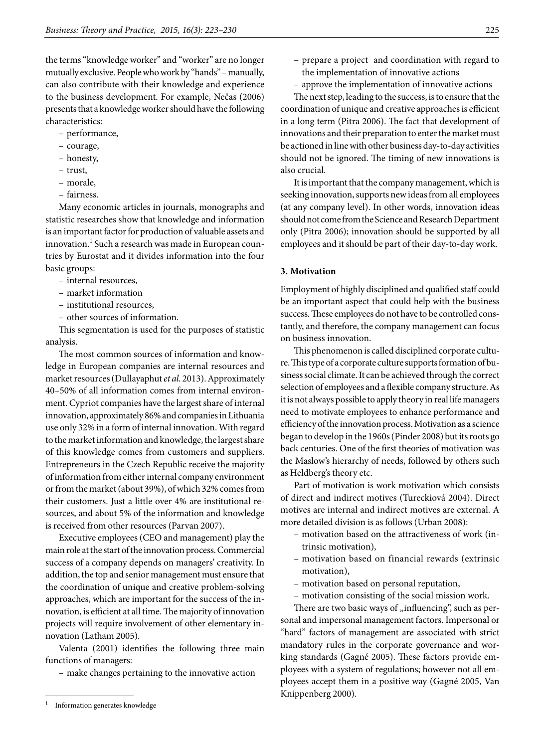the terms "knowledge worker" and "worker" are no longer mutually exclusive. People who work by "hands" – manually, can also contribute with their knowledge and experience to the business development. For example, Nečas (2006) presents that a knowledge worker should have the following characteristics:

- performance,
- courage,
- honesty,
- trust,
- morale,
- fairness.

Many economic articles in journals, monographs and statistic researches show that knowledge and information is an important factor for production of valuable assets and innovation.[1] Such a research was made in European countries by Eurostat and it divides information into the four basic groups:

- internal resources,
- market information
- institutional resources,
- other sources of information.

This segmentation is used for the purposes of statistic analysis.

The most common sources of information and knowledge in European companies are internal resources and market resources (Dullayaphut *et al.* 2013). Approximately 40–50% of all information comes from internal environment. Cypriot companies have the largest share of internal innovation, approximately 86% and companies in Lithuania use only 32% in a form of internal innovation. With regard to the market information and knowledge, the largest share of this knowledge comes from customers and suppliers. Entrepreneurs in the Czech Republic receive the majority of information from either internal company environment or from the market (about 39%), of which 32% comes from their customers. Just a little over 4% are institutional resources, and about 5% of the information and knowledge is received from other resources (Parvan 2007).

Executive employees (CEO and management) play the main role at the start of the innovation process. Commercial success of a company depends on managers' creativity. In addition, the top and senior management must ensure that the coordination of unique and creative problem-solving approaches, which are important for the success of the innovation, is efficient at all time. The majority of innovation projects will require involvement of other elementary innovation (Latham 2005).

Valenta (2001) identifies the following three main functions of managers:

- make changes pertaining to the innovative action
- prepare a project and coordination with regard to the implementation of innovative actions
- approve the implementation of innovative actions

The next step, leading to the success, is to ensure that the coordination of unique and creative approaches is efficient in a long term (Pitra 2006). The fact that development of innovations and their preparation to enter the market must be actioned in line with other business day-to-day activities should not be ignored. The timing of new innovations is also crucial.

It is important that the company management, which is seeking innovation, supports new ideas from all employees (at any company level). In other words, innovation ideas should not come from the Science and Research Department only (Pitra 2006); innovation should be supported by all employees and it should be part of their day-to-day work.

## 3. Motivation

Employment of highly disciplined and qualified staff could be an important aspect that could help with the business success. These employees do not have to be controlled constantly, and therefore, the company management can focus on business innovation.

This phenomenon is called disciplined corporate culture. This type of a corporate culture supports formation of business social climate. It can be achieved through the correct selection of employees and a flexible company structure. As it is not always possible to apply theory in real life managers need to motivate employees to enhance performance and efficiency of the innovation process. Motivation as a science began to develop in the 1960s (Pinder 2008) but its roots go back centuries. One of the first theories of motivation was the Maslow's hierarchy of needs, followed by others such as Heldberg's theory etc.

Part of motivation is work motivation which consists of direct and indirect motives (Tureckiová 2004). Direct motives are internal and indirect motives are external. A more detailed division is as follows (Urban 2008):

- motivation based on the attractiveness of work (intrinsic motivation),
- motivation based on financial rewards (extrinsic motivation),
- motivation based on personal reputation,
- motivation consisting of the social mission work.

There are two basic ways of „influencing", such as personal and impersonal management factors. Impersonal or "hard" factors of management are associated with strict mandatory rules in the corporate governance and working standards (Gagné 2005). These factors provide employees with a system of regulations; however not all employees accept them in a positive way (Gagné 2005, Van Knippenberg 2000).

[1] Information generates knowledge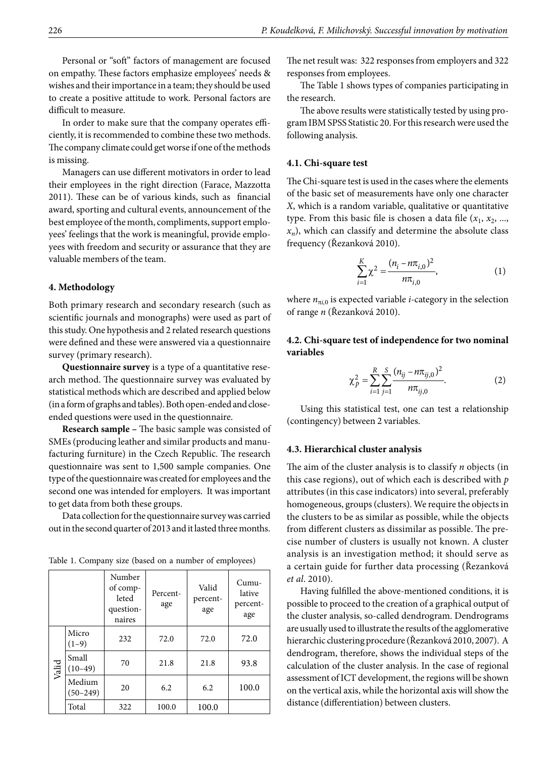Personal or "soft" factors of management are focused on empathy. These factors emphasize employees' needs & wishes and their importance in a team; they should be used to create a positive attitude to work. Personal factors are difficult to measure.

In order to make sure that the company operates efficiently, it is recommended to combine these two methods. The company climate could get worse if one of the methods is missing.

Managers can use different motivators in order to lead their employees in the right direction (Farace, Mazzotta 2011). These can be of various kinds, such as financial award, sporting and cultural events, announcement of the best employee of the month, compliments, support employees' feelings that the work is meaningful, provide employees with freedom and security or assurance that they are valuable members of the team.

## 4. Methodology

Both primary research and secondary research (such as scientific journals and monographs) were used as part of this study. One hypothesis and 2 related research questions were defined and these were answered via a questionnaire survey (primary research).

**Questionnaire survey** is a type of a quantitative research method. The questionnaire survey was evaluated by statistical methods which are described and applied below (in a form of graphs and tables). Both open-ended and close-ended questions were used in the questionnaire.

**Research sample** – The basic sample was consisted of SMEs (producing leather and similar products and manufacturing furniture) in the Czech Republic. The research questionnaire was sent to 1,500 sample companies. One type of the questionnaire was created for employees and the second one was intended for employers. It was important to get data from both these groups.

Data collection for the questionnaire survey was carried out in the second quarter of 2013 and it lasted three months.

Table 1. Company size (based on a number of employees)

| | | Number of completed questionnaires | Percentage | Valid percentage | Cumulative percentage |
|---|---|---|---|---|---|
| Valid | Micro (1–9) | 232 | 72.0 | 72.0 | 72.0 |
| | Small (10–49) | 70 | 21.8 | 21.8 | 93.8 |
| | Medium (50–249) | 20 | 6.2 | 6.2 | 100.0 |
| | Total | 322 | 100.0 | 100.0 | |

The net result was: 322 responses from employers and 322 responses from employees.

The Table 1 shows types of companies participating in the research.

The above results were statistically tested by using program IBM SPSS Statistic 20. For this research were used the following analysis.

### 4.1. Chi-square test

The Chi-square test is used in the cases where the elements of the basic set of measurements have only one character $X$, which is a random variable, qualitative or quantitative type. From this basic file is chosen a data file ($x_1$, $x_2$, ..., $x_n$), which can classify and determine the absolute class frequency (Řezanková 2010).

$$\sum_{i=1}^{K} \chi^2 = \frac{(n_i - n\pi_{i,0})^2}{n\pi_{i,0}}, \tag{1}$$

where $n_{\pi i,0}$ is expected variable $i$-category in the selection of range $n$ (Řezanková 2010).

### 4.2. Chi-square test of independence for two nominal variables

$$\chi_P^2 = \sum_{i=1}^{R} \sum_{j=1}^{S} \frac{(n_{ij} - n\pi_{ij,0})^2}{n\pi_{ij,0}}. \tag{2}$$

Using this statistical test, one can test a relationship (contingency) between 2 variables.

### 4.3. Hierarchical cluster analysis

The aim of the cluster analysis is to classify $n$ objects (in this case regions), out of which each is described with $p$ attributes (in this case indicators) into several, preferably homogeneous, groups (clusters). We require the objects in the clusters to be as similar as possible, while the objects from different clusters as dissimilar as possible. The precise number of clusters is usually not known. A cluster analysis is an investigation method; it should serve as a certain guide for further data processing (Řezanková *et al*. 2010).

Having fulfilled the above-mentioned conditions, it is possible to proceed to the creation of a graphical output of the cluster analysis, so-called dendrogram. Dendrograms are usually used to illustrate the results of the agglomerative hierarchic clustering procedure (Řezanková 2010, 2007). A dendrogram, therefore, shows the individual steps of the calculation of the cluster analysis. In the case of regional assessment of ICT development, the regions will be shown on the vertical axis, while the horizontal axis will show the distance (differentiation) between clusters.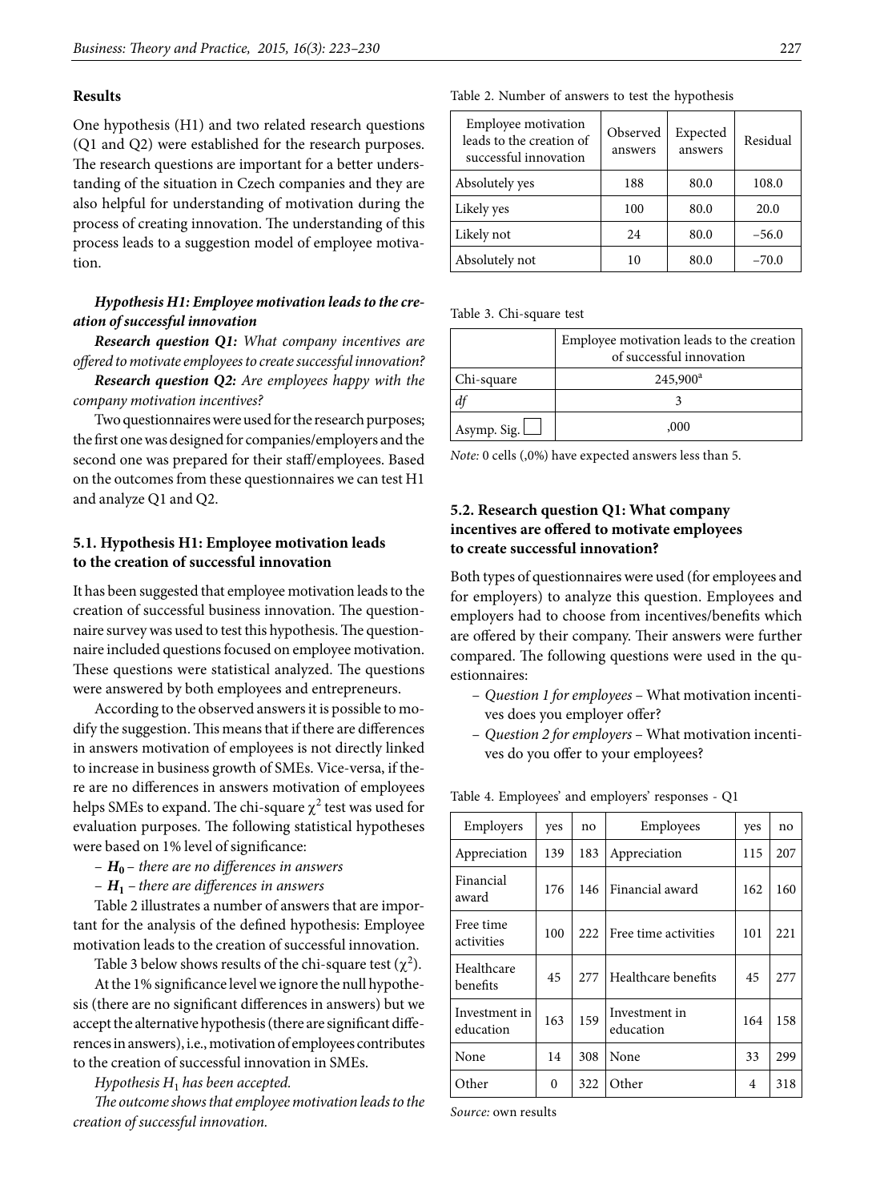## Results

One hypothesis (H1) and two related research questions (Q1 and Q2) were established for the research purposes. The research questions are important for a better understanding of the situation in Czech companies and they are also helpful for understanding of motivation during the process of creating innovation. The understanding of this process leads to a suggestion model of employee motivation.

***Hypothesis H1: Employee motivation leads to the creation of successful innovation***

***Research question Q1:*** *What company incentives are offered to motivate employees to create successful innovation?*

***Research question Q2:*** *Are employees happy with the company motivation incentives?*

Two questionnaires were used for the research purposes; the first one was designed for companies/employers and the second one was prepared for their staff/employees. Based on the outcomes from these questionnaires we can test H1 and analyze Q1 and Q2.

### 5.1. Hypothesis H1: Employee motivation leads to the creation of successful innovation

It has been suggested that employee motivation leads to the creation of successful business innovation. The questionnaire survey was used to test this hypothesis. The questionnaire included questions focused on employee motivation. These questions were statistical analyzed. The questions were answered by both employees and entrepreneurs.

According to the observed answers it is possible to modify the suggestion. This means that if there are differences in answers motivation of employees is not directly linked to increase in business growth of SMEs. Vice-versa, if there are no differences in answers motivation of employees helps SMEs to expand. The chi-square $\chi^2$ test was used for evaluation purposes. The following statistical hypotheses were based on 1% level of significance:

- $H_0$ – *there are no differences in answers*
- $H_1$ – *there are differences in answers*

Table 2 illustrates a number of answers that are important for the analysis of the defined hypothesis: Employee motivation leads to the creation of successful innovation.

Table 3 below shows results of the chi-square test ($\chi^2$).

At the 1% significance level we ignore the null hypothesis (there are no significant differences in answers) but we accept the alternative hypothesis (there are significant differences in answers), i.e., motivation of employees contributes to the creation of successful innovation in SMEs.

*Hypothesis $H_1$ has been accepted.*

*The outcome shows that employee motivation leads to the creation of successful innovation.*

Table 2. Number of answers to test the hypothesis

| Employee motivation leads to the creation of successful innovation | Observed answers | Expected answers | Residual |
|---|---|---|---|
| Absolutely yes | 188 | 80.0 | 108.0 |
| Likely yes | 100 | 80.0 | 20.0 |
| Likely not | 24 | 80.0 | −56.0 |
| Absolutely not | 10 | 80.0 | −70.0 |

Table 3. Chi-square test

| | Employee motivation leads to the creation of successful innovation |
|---|---|
| Chi-square | 245,900[a] |
| *df* | 3 |
| Asymp. Sig. | ,000 |

*Note:* 0 cells (,0%) have expected answers less than 5.

### 5.2. Research question Q1: What company incentives are offered to motivate employees to create successful innovation?

Both types of questionnaires were used (for employees and for employers) to analyze this question. Employees and employers had to choose from incentives/benefits which are offered by their company. Their answers were further compared. The following questions were used in the questionnaires:

- *Question 1 for employees* – What motivation incentives does you employer offer?
- *Question 2 for employers* – What motivation incentives do you offer to your employees?

Table 4. Employees' and employers' responses - Q1

| Employers | yes | no | Employees | yes | no |
|---|---|---|---|---|---|
| Appreciation | 139 | 183 | Appreciation | 115 | 207 |
| Financial award | 176 | 146 | Financial award | 162 | 160 |
| Free time activities | 100 | 222 | Free time activities | 101 | 221 |
| Healthcare benefits | 45 | 277 | Healthcare benefits | 45 | 277 |
| Investment in education | 163 | 159 | Investment in education | 164 | 158 |
| None | 14 | 308 | None | 33 | 299 |
| Other | 0 | 322 | Other | 4 | 318 |

*Source:* own results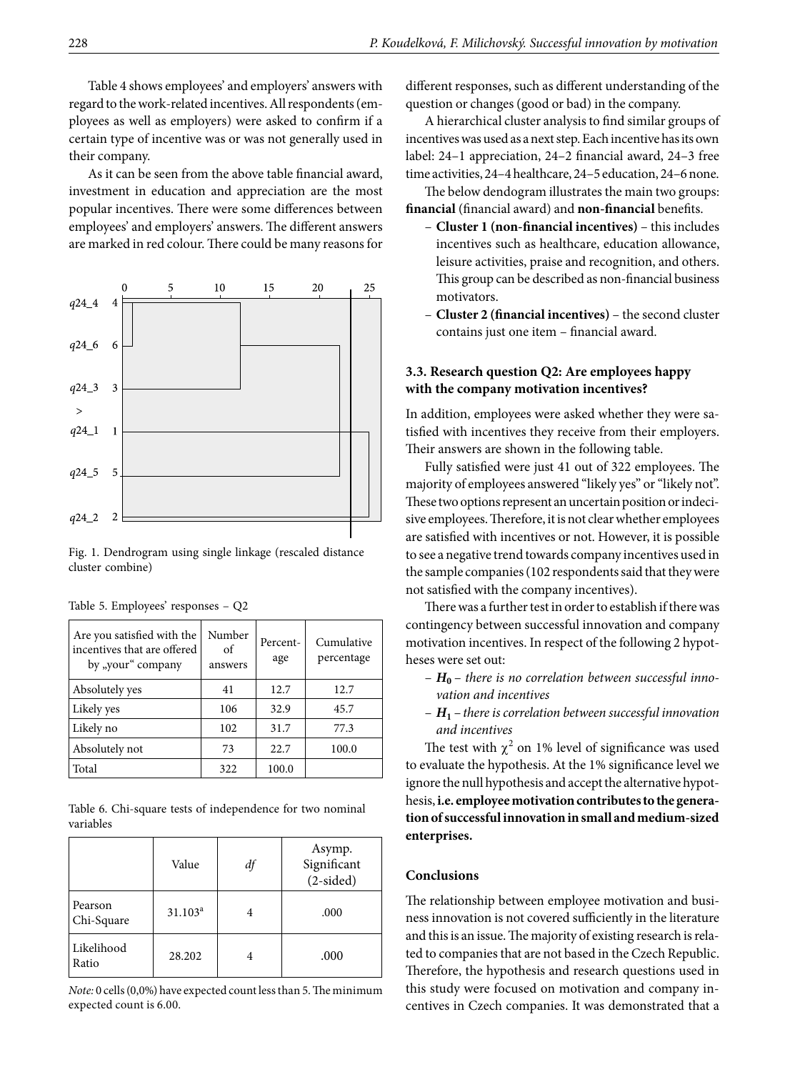Table 4 shows employees' and employers' answers with regard to the work-related incentives. All respondents (employees as well as employers) were asked to confirm if a certain type of incentive was or was not generally used in their company.

As it can be seen from the above table financial award, investment in education and appreciation are the most popular incentives. There were some differences between employees' and employers' answers. The different answers are marked in red colour. There could be many reasons for different responses, such as different understanding of the question or changes (good or bad) in the company.

Fig. 1. Dendrogram using single linkage (rescaled distance cluster combine)

A hierarchical cluster analysis to find similar groups of incentives was used as a next step. Each incentive has its own label: 24–1 appreciation, 24–2 financial award, 24–3 free time activities, 24–4 healthcare, 24–5 education, 24–6 none.

The below dendogram illustrates the main two groups: **financial** (financial award) and **non-financial** benefits.

- **Cluster 1 (non-financial incentives)** – this includes incentives such as healthcare, education allowance, leisure activities, praise and recognition, and others. This group can be described as non-financial business motivators.
- **Cluster 2 (financial incentives)** – the second cluster contains just one item – financial award.

### 3.3. Research question Q2: Are employees happy with the company motivation incentives?

In addition, employees were asked whether they were satisfied with incentives they receive from their employers. Their answers are shown in the following table.

Table 5. Employees' responses – Q2

| Are you satisfied with the incentives that are offered by „your" company | Number of answers | Percentage | Cumulative percentage |
|---|---|---|---|
| Absolutely yes | 41 | 12.7 | 12.7 |
| Likely yes | 106 | 32.9 | 45.7 |
| Likely no | 102 | 31.7 | 77.3 |
| Absolutely not | 73 | 22.7 | 100.0 |
| Total | 322 | 100.0 | |

Fully satisfied were just 41 out of 322 employees. The majority of employees answered "likely yes" or "likely not". These two options represent an uncertain position or indecisive employees. Therefore, it is not clear whether employees are satisfied with incentives or not. However, it is possible to see a negative trend towards company incentives used in the sample companies (102 respondents said that they were not satisfied with the company incentives).

There was a further test in order to establish if there was contingency between successful innovation and company motivation incentives. In respect of the following 2 hypotheses were set out:

- $H_0$ – *there is no correlation between successful innovation and incentives*
- $H_1$ – *there is correlation between successful innovation and incentives*

The test with $\chi^2$ on 1% level of significance was used to evaluate the hypothesis. At the 1% significance level we ignore the null hypothesis and accept the alternative hypothesis, **i.e. employee motivation contributes to the generation of successful innovation in small and medium-sized enterprises.**

Table 6. Chi-square tests of independence for two nominal variables

| | Value | *df* | Asymp. Significant (2-sided) |
|---|---|---|---|
| Pearson Chi-Square | 31.103[a] | 4 | .000 |
| Likelihood Ratio | 28.202 | 4 | .000 |

*Note:* 0 cells (0,0%) have expected count less than 5. The minimum expected count is 6.00.

## Conclusions

The relationship between employee motivation and business innovation is not covered sufficiently in the literature and this is an issue. The majority of existing research is related to companies that are not based in the Czech Republic. Therefore, the hypothesis and research questions used in this study were focused on motivation and company incentives in Czech companies. It was demonstrated that a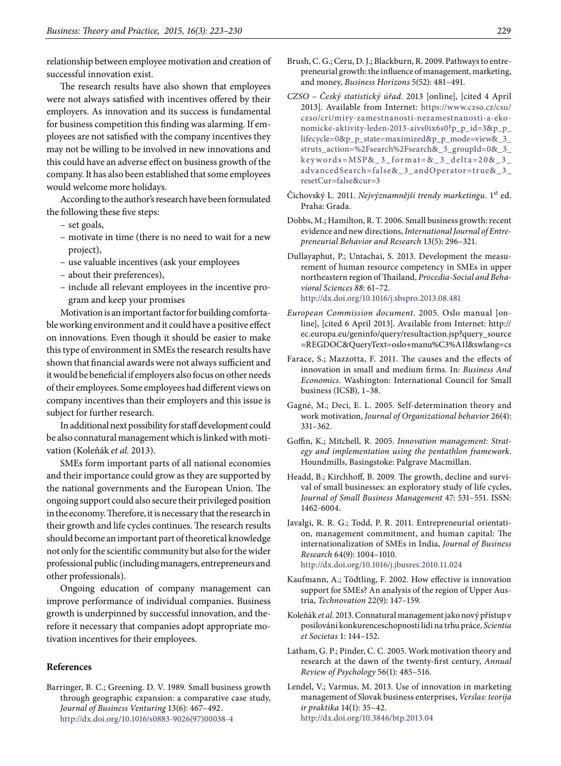relationship between employee motivation and creation of successful innovation exist.

The research results have also shown that employees were not always satisfied with incentives offered by their employers. As innovation and its success is fundamental for business competition this finding was alarming. If employees are not satisfied with the company incentives they may not be willing to be involved in new innovations and this could have an adverse effect on business growth of the company. It has also been established that some employees would welcome more holidays.

According to the author's research have been formulated the following these five steps:

- set goals,
- motivate in time (there is no need to wait for a new project),
- use valuable incentives (ask your employees
- about their preferences),
- include all relevant employees in the incentive program and keep your promises

Motivation is an important factor for building comfortable working environment and it could have a positive effect on innovations. Even though it should be easier to make this type of environment in SMEs the research results have shown that financial awards were not always sufficient and it would be beneficial if employers also focus on other needs of their employees. Some employees had different views on company incentives than their employers and this issue is subject for further research.

In additional next possibility for staff development could be also connatural management which is linked with motivation (Koleňák *et al.* 2013).

SMEs form important parts of all national economies and their importance could grow as they are supported by the national governments and the European Union. The ongoing support could also secure their privileged position in the economy. Therefore, it is necessary that the research in their growth and life cycles continues. The research results should become an important part of theoretical knowledge not only for the scientific community but also for the wider professional public (including managers, entrepreneurs and other professionals).

Ongoing education of company management can improve performance of individual companies. Business growth is underpinned by successful innovation, and therefore it necessary that companies adopt appropriate motivation incentives for their employees.

## References

Barringer, B. C.; Greening. D. V. 1989. Small business growth through geographic expansion: a comparative case study, *Journal of Business Venturing* 13(6): 467–492. http://dx.doi.org/10.1016/s0883-9026(97)00038-4

Brush, C. G.; Ceru, D. J.; Blackburn, R. 2009. Pathways to entrepreneurial growth: the influence of management, marketing, and money, *Business Horizons* 5(52): 481–491.

*CZSO – Český statistický úřad*. 2013 [online], [cited 4 April 2013]. Available from Internet: https://www.czso.cz/csu/czso/cri/miry-zamestnanosti-nezamestnanosti-a-ekonomicke-aktivity-leden-2013-aivs0ix6s0?p_p_id=3&p_p_lifecycle=0&p_p_state=maximized&p_p_mode=view&_3_struts_action=%2Fsearch%2Fsearch&_3_groupId=0&_3_keywords=MSP&_3_format=&_3_delta=20&_3_advancedSearch=false&_3_andOperator=true&_3_resetCur=false&cur=3

Čichovský L. 2011. *Nejvýznamnější trendy marketingu*. 1st ed. Praha: Grada.

Dobbs, M.; Hamilton, R. T. 2006. Small business growth: recent evidence and new directions, *International Journal of Entrepreneurial Behavior and Research* 13(5): 296–321.

Dullayaphut, P.; Untachai, S. 2013. Development the measurement of human resource competency in SMEs in upper northeastern region of Thailand, *Procedia-Social and Behavioral Sciences 88*: 61–72. http://dx.doi.org/10.1016/j.sbspro.2013.08.481

*European Commission document*. 2005. Oslo manual [online], [cited 6 April 2013]. Available from Internet: http://ec.europa.eu/geninfo/query/resultaction.jsp?query_source=REGDOC&QueryText=oslo+manu%C3%A1l&swlang=cs

Farace, S.; Mazzotta, F. 2011. The causes and the effects of innovation in small and medium firms. In: *Business And Economics*. Washington: International Council for Small business (ICSB), 1–38.

Gagné, M.; Deci, E. L. 2005. Self-determination theory and work motivation, *Journal of Organizational behavior* 26(4): 331–362.

Goffin, K.; Mitchell, R. 2005. *Innovation management: Strategy and implementation using the pentathlon framework*. Houndmills, Basingstoke: Palgrave Macmillan.

Headd, B.; Kirchhoff, B. 2009. The growth, decline and survival of small businesses: an exploratory study of life cycles, *Journal of Small Business Management* 47: 531–551. ISSN: 1462-6004.

Javalgi, R. R. G.; Todd, P. R. 2011. Entrepreneurial orientation, management commitment, and human capital: The internationalization of SMEs in India, *Journal of Business Research* 64(9): 1004–1010. http://dx.doi.org/10.1016/j.jbusres.2010.11.024

Kaufmann, A.; Tödtling, F. 2002. How effective is innovation support for SMEs? An analysis of the region of Upper Austria, *Technovation* 22(9): 147–159.

Koleňák *et al*. 2013. Connatural management jako nový přístup v posilování konkurenceschopnosti lidi na trhu práce, *Scientia et Societas* 1: 144–152.

Latham, G. P.; Pinder, C. C. 2005. Work motivation theory and research at the dawn of the twenty-first century, *Annual Review of Psychology* 56(1): 485–516.

Lendel, V.; Varmus, M. 2013. Use of innovation in marketing management of Slovak business enterprises, *Verslas: teorija ir praktika* 14(1): 35–42. http://dx.doi.org/10.3846/btp.2013.04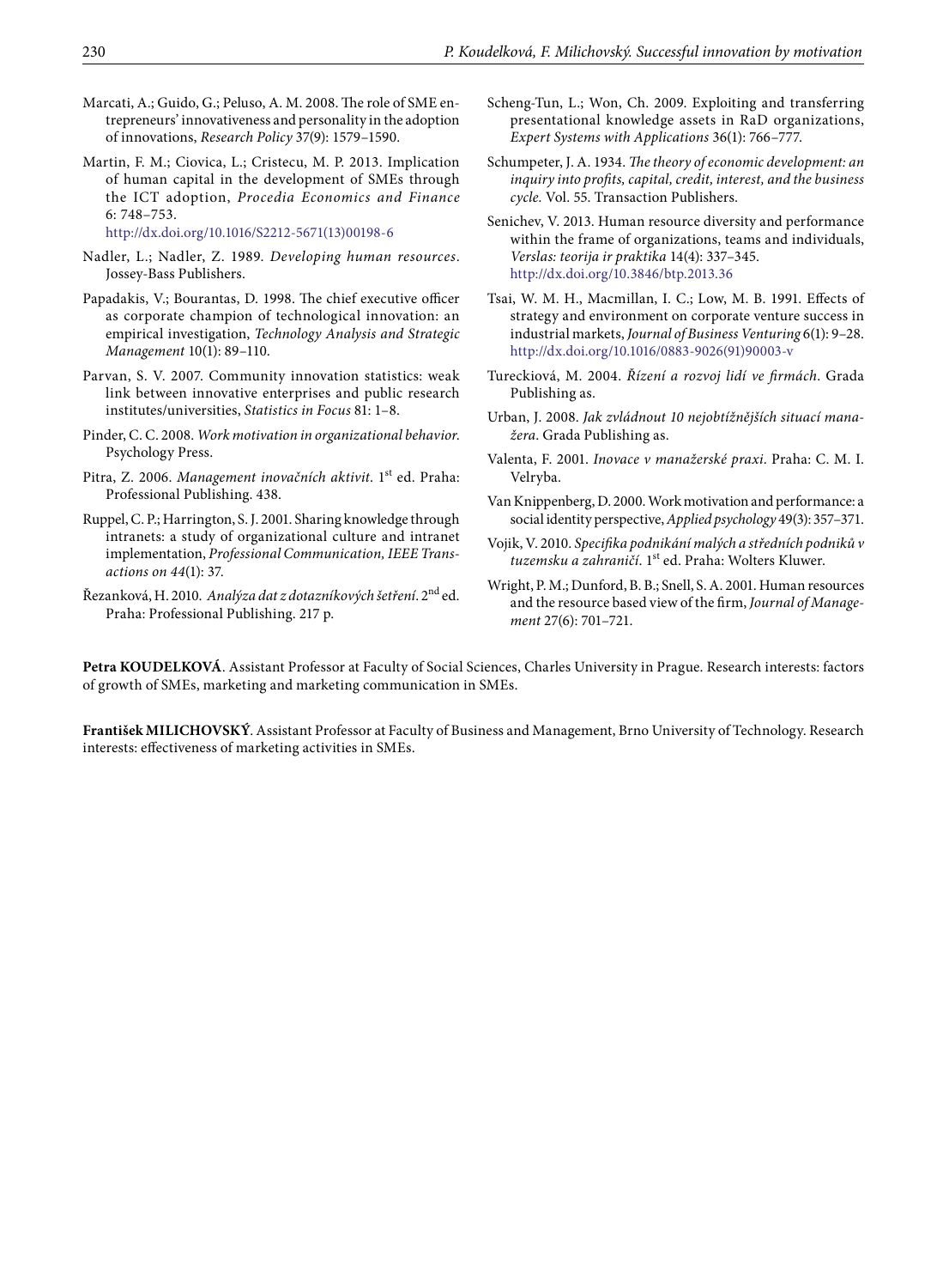Marcati, A.; Guido, G.; Peluso, A. M. 2008. The role of SME entrepreneurs' innovativeness and personality in the adoption of innovations, *Research Policy* 37(9): 1579–1590.

Martin, F. M.; Ciovica, L.; Cristecu, M. P. 2013. Implication of human capital in the development of SMEs through the ICT adoption, *Procedia Economics and Finance* 6: 748–753. http://dx.doi.org/10.1016/S2212-5671(13)00198-6

Nadler, L.; Nadler, Z. 1989. *Developing human resources*. Jossey-Bass Publishers.

Papadakis, V.; Bourantas, D. 1998. The chief executive officer as corporate champion of technological innovation: an empirical investigation, *Technology Analysis and Strategic Management* 10(1): 89–110.

Parvan, S. V. 2007. Community innovation statistics: weak link between innovative enterprises and public research institutes/universities, *Statistics in Focus* 81: 1–8.

Pinder, C. C. 2008. *Work motivation in organizational behavior*. Psychology Press.

Pitra, Z. 2006. *Management inovačních aktivit*. 1st ed. Praha: Professional Publishing. 438.

Ruppel, C. P.; Harrington, S. J. 2001. Sharing knowledge through intranets: a study of organizational culture and intranet implementation, *Professional Communication, IEEE Transactions on 44*(1): 37.

Řezanková, H. 2010. *Analýza dat z dotazníkových šetření*. 2nd ed. Praha: Professional Publishing. 217 p.

Scheng-Tun, L.; Won, Ch. 2009. Exploiting and transferring presentational knowledge assets in RaD organizations, *Expert Systems with Applications* 36(1): 766–777.

Schumpeter, J. A. 1934. *The theory of economic development: an inquiry into profits, capital, credit, interest, and the business cycle*. Vol. 55. Transaction Publishers.

Senichev, V. 2013. Human resource diversity and performance within the frame of organizations, teams and individuals, *Verslas: teorija ir praktika* 14(4): 337–345. http://dx.doi.org/10.3846/btp.2013.36

Tsai, W. M. H., Macmillan, I. C.; Low, M. B. 1991. Effects of strategy and environment on corporate venture success in industrial markets, *Journal of Business Venturing* 6(1): 9–28. http://dx.doi.org/10.1016/0883-9026(91)90003-v

Tureckiová, M. 2004. *Řízení a rozvoj lidí ve firmách*. Grada Publishing as.

Urban, J. 2008. *Jak zvládnout 10 nejobtížnějších situací manažera*. Grada Publishing as.

Valenta, F. 2001. *Inovace v manažerské praxi*. Praha: C. M. I. Velryba.

Van Knippenberg, D. 2000. Work motivation and performance: a social identity perspective, *Applied psychology* 49(3): 357–371.

Vojik, V. 2010. *Specifika podnikání malých a středních podniků v tuzemsku a zahraničí*. 1st ed. Praha: Wolters Kluwer.

Wright, P. M.; Dunford, B. B.; Snell, S. A. 2001. Human resources and the resource based view of the firm, *Journal of Management* 27(6): 701–721.

**Petra KOUDELKOVÁ**. Assistant Professor at Faculty of Social Sciences, Charles University in Prague. Research interests: factors of growth of SMEs, marketing and marketing communication in SMEs.

**František MILICHOVSKÝ**. Assistant Professor at Faculty of Business and Management, Brno University of Technology. Research interests: effectiveness of marketing activities in SMEs.